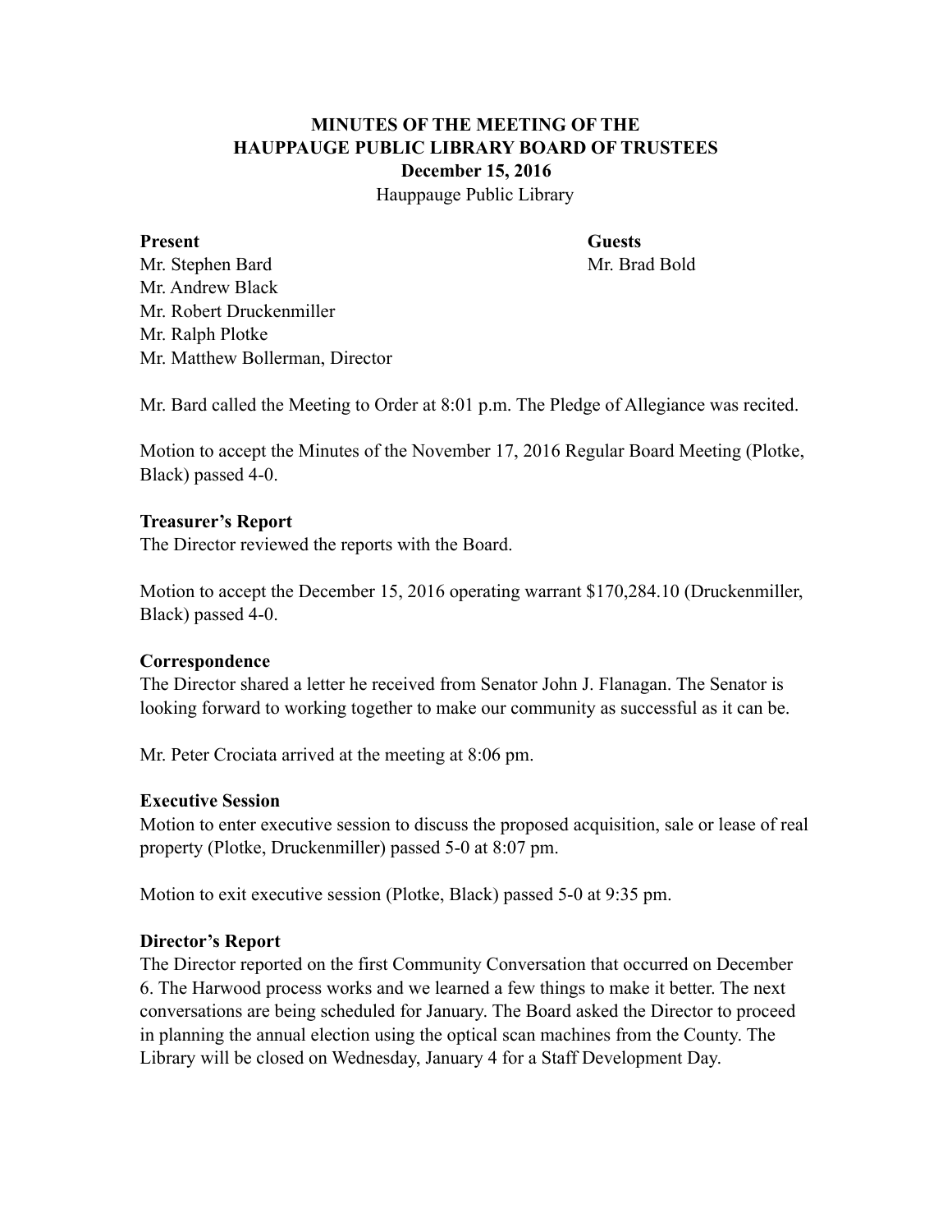# MINUTES OF THE MEETING OF THE HAUPPAUGE PUBLIC LIBRARY BOARD OF TRUSTEES

**December 15, 2016**

Hauppauge Public Library

**Present**

Mr. Stephen Bard
Mr. Andrew Black
Mr. Robert Druckenmiller
Mr. Ralph Plotke
Mr. Matthew Bollerman, Director

**Guests**

Mr. Brad Bold

Mr. Bard called the Meeting to Order at 8:01 p.m. The Pledge of Allegiance was recited.

Motion to accept the Minutes of the November 17, 2016 Regular Board Meeting (Plotke, Black) passed 4-0.

**Treasurer's Report**

The Director reviewed the reports with the Board.

Motion to accept the December 15, 2016 operating warrant $170,284.10 (Druckenmiller, Black) passed 4-0.

**Correspondence**

The Director shared a letter he received from Senator John J. Flanagan. The Senator is looking forward to working together to make our community as successful as it can be.

Mr. Peter Crociata arrived at the meeting at 8:06 pm.

**Executive Session**

Motion to enter executive session to discuss the proposed acquisition, sale or lease of real property (Plotke, Druckenmiller) passed 5-0 at 8:07 pm.

Motion to exit executive session (Plotke, Black) passed 5-0 at 9:35 pm.

**Director's Report**

The Director reported on the first Community Conversation that occurred on December 6. The Harwood process works and we learned a few things to make it better. The next conversations are being scheduled for January. The Board asked the Director to proceed in planning the annual election using the optical scan machines from the County. The Library will be closed on Wednesday, January 4 for a Staff Development Day.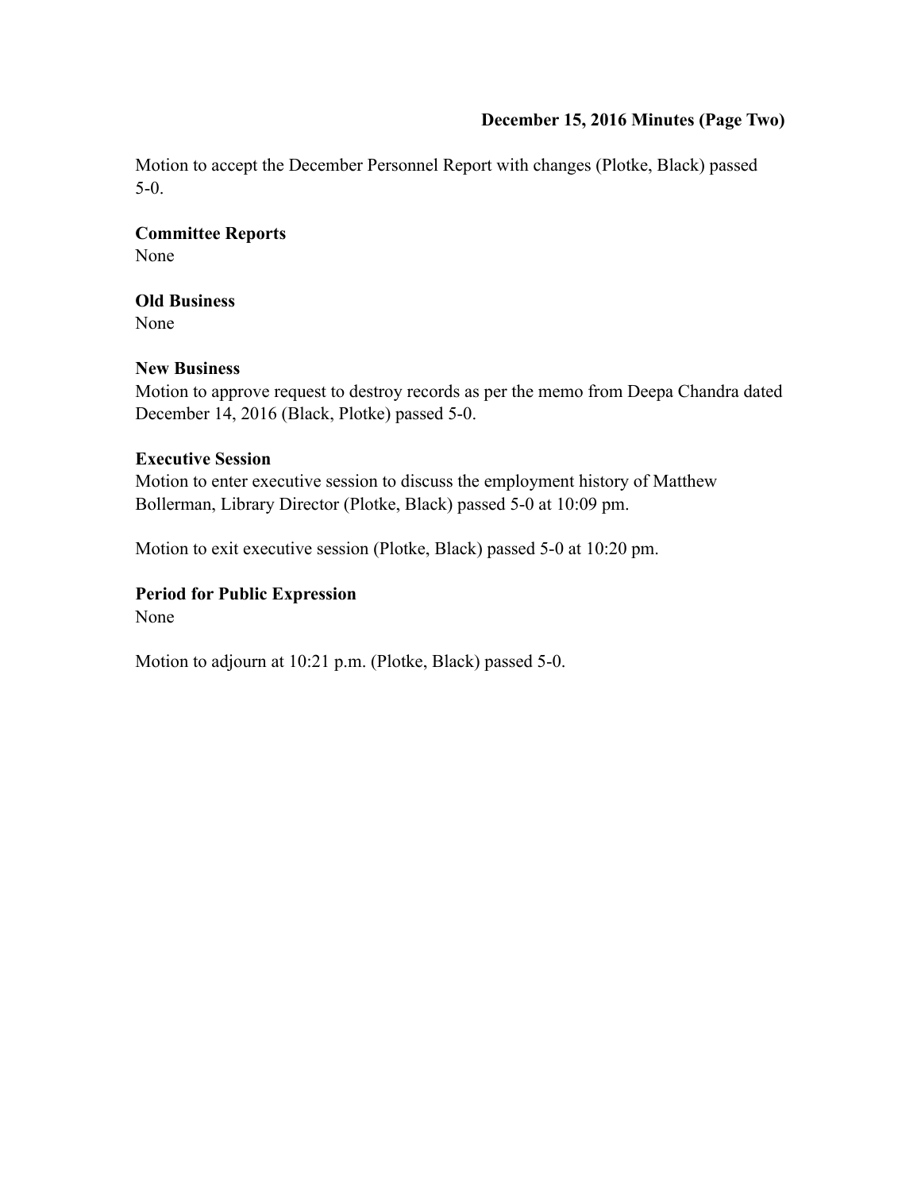Motion to accept the December Personnel Report with changes (Plotke, Black) passed 5-0.

**Committee Reports**
None

**Old Business**
None

**New Business**
Motion to approve request to destroy records as per the memo from Deepa Chandra dated December 14, 2016 (Black, Plotke) passed 5-0.

**Executive Session**
Motion to enter executive session to discuss the employment history of Matthew Bollerman, Library Director (Plotke, Black) passed 5-0 at 10:09 pm.

Motion to exit executive session (Plotke, Black) passed 5-0 at 10:20 pm.

**Period for Public Expression**
None

Motion to adjourn at 10:21 p.m. (Plotke, Black) passed 5-0.